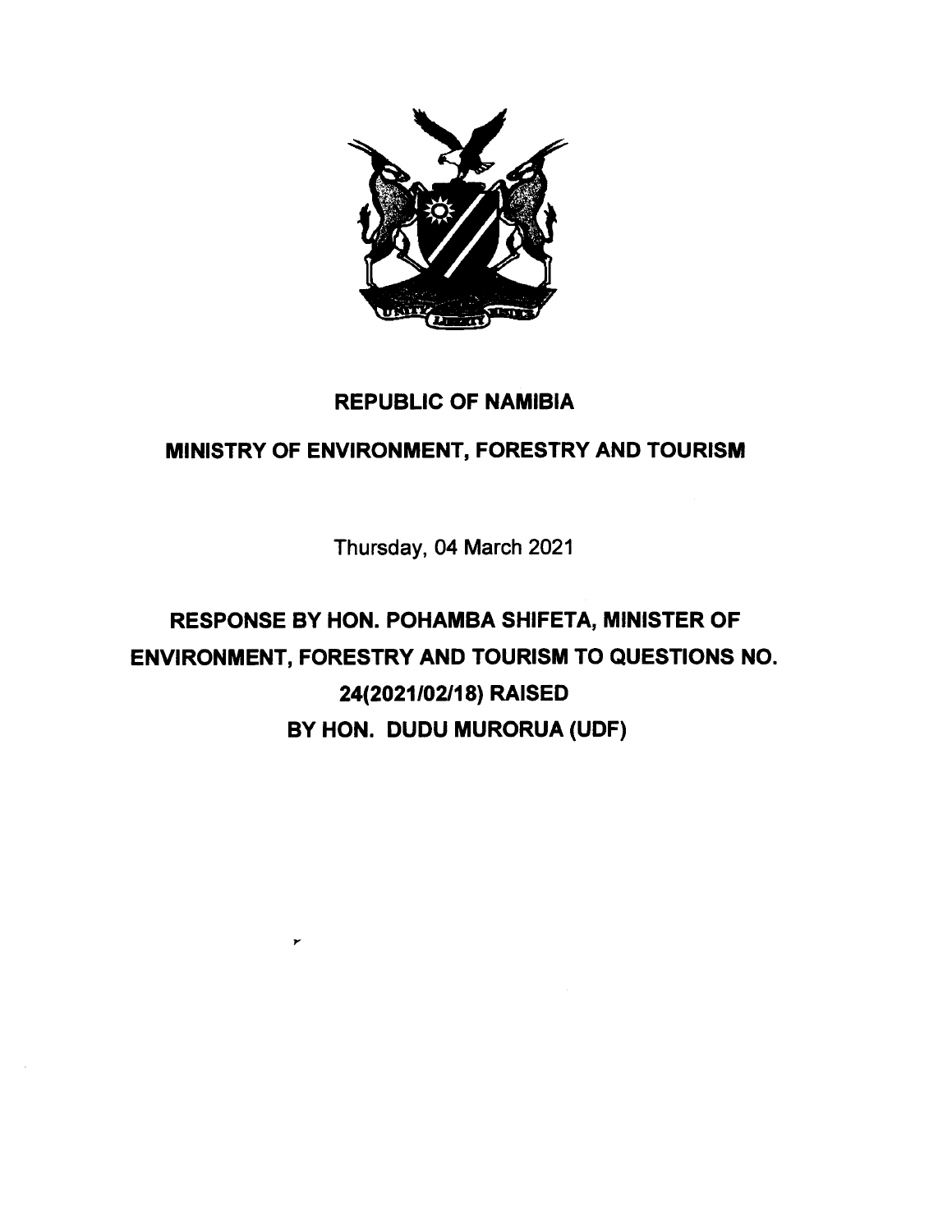# REPUBLIC OF NAMIBIA

## MINISTRY OF ENVIRONMENT, FORESTRY AND TOURISM

Thursday, 04 March 2021

## RESPONSE BY HON. POHAMBA SHIFETA, MINISTER OF ENVIRONMENT, FORESTRY AND TOURISM TO QUESTIONS NO. 24(2021/02/18) RAISED BY HON. DUDU MURORUA (UDF)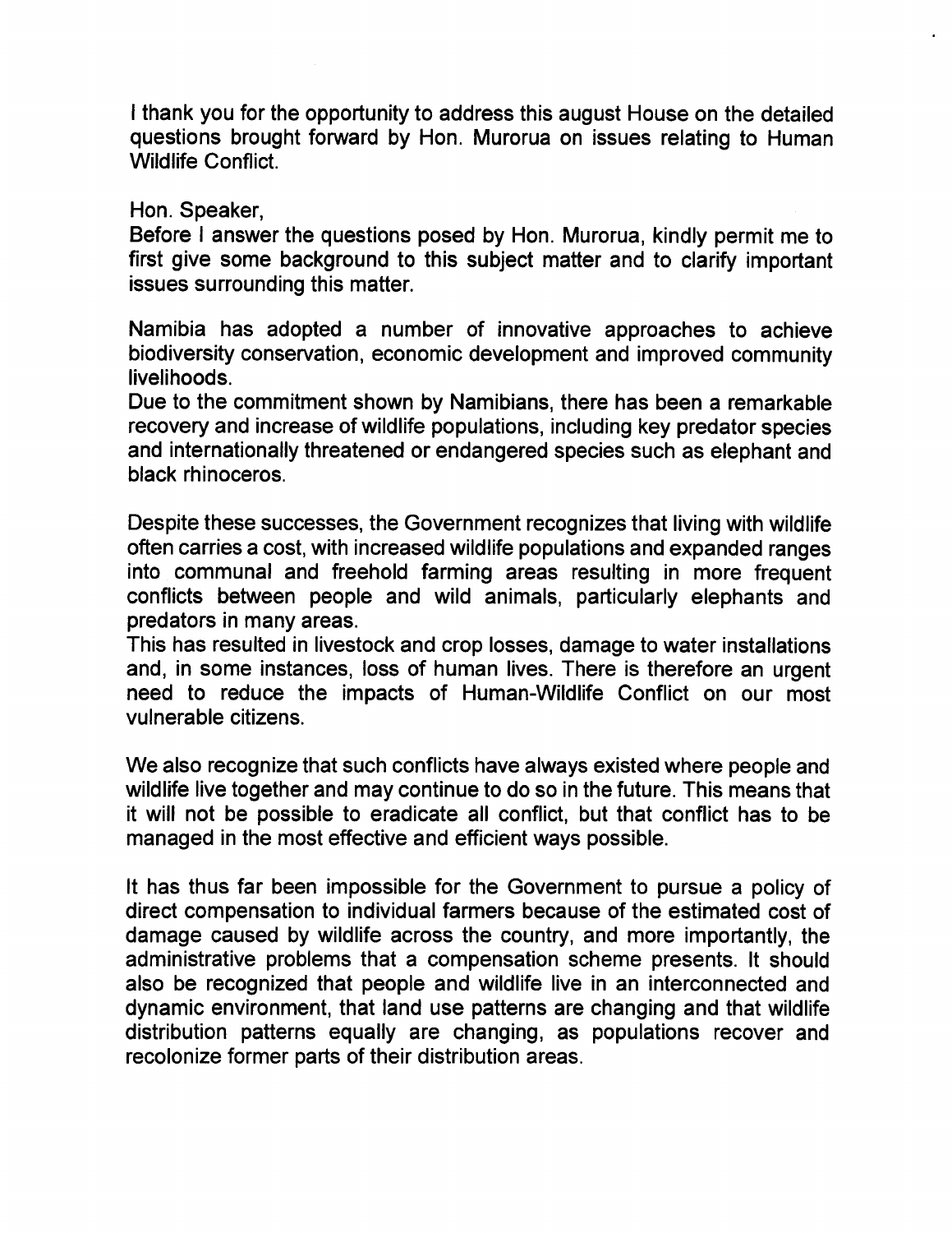I thank you for the opportunity to address this august House on the detailed questions brought forward by Hon. Murorua on issues relating to Human Wildlife Conflict.

Hon. Speaker,
Before I answer the questions posed by Hon. Murorua, kindly permit me to first give some background to this subject matter and to clarify important issues surrounding this matter.

Namibia has adopted a number of innovative approaches to achieve biodiversity conservation, economic development and improved community livelihoods.
Due to the commitment shown by Namibians, there has been a remarkable recovery and increase of wildlife populations, including key predator species and internationally threatened or endangered species such as elephant and black rhinoceros.

Despite these successes, the Government recognizes that living with wildlife often carries a cost, with increased wildlife populations and expanded ranges into communal and freehold farming areas resulting in more frequent conflicts between people and wild animals, particularly elephants and predators in many areas.
This has resulted in livestock and crop losses, damage to water installations and, in some instances, loss of human lives. There is therefore an urgent need to reduce the impacts of Human-Wildlife Conflict on our most vulnerable citizens.

We also recognize that such conflicts have always existed where people and wildlife live together and may continue to do so in the future. This means that it will not be possible to eradicate all conflict, but that conflict has to be managed in the most effective and efficient ways possible.

It has thus far been impossible for the Government to pursue a policy of direct compensation to individual farmers because of the estimated cost of damage caused by wildlife across the country, and more importantly, the administrative problems that a compensation scheme presents. It should also be recognized that people and wildlife live in an interconnected and dynamic environment, that land use patterns are changing and that wildlife distribution patterns equally are changing, as populations recover and recolonize former parts of their distribution areas.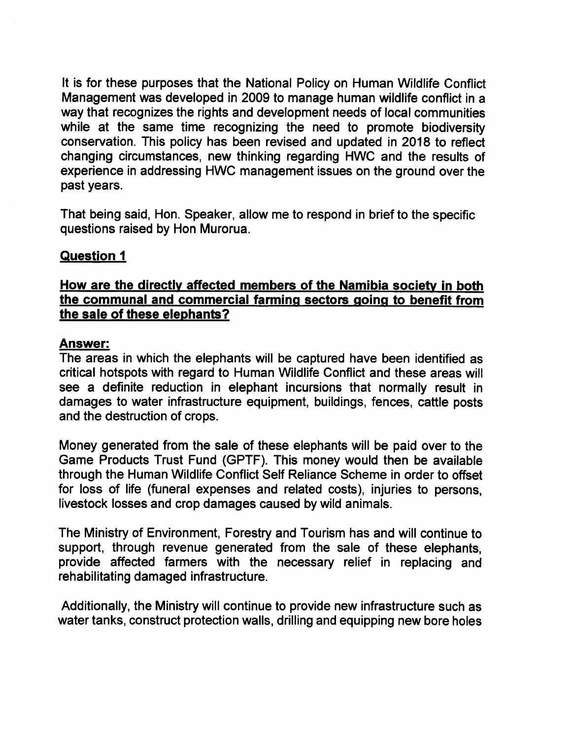It is for these purposes that the National Policy on Human Wildlife Conflict Management was developed in 2009 to manage human wildlife conflict in a way that recognizes the rights and development needs of local communities while at the same time recognizing the need to promote biodiversity conservation. This policy has been revised and updated in 2018 to reflect changing circumstances, new thinking regarding HWC and the results of experience in addressing HWC management issues on the ground over the past years.

That being said, Hon. Speaker, allow me to respond in brief to the specific questions raised by Hon Murorua.

**Question 1**

**How are the directly affected members of the Namibia society in both the communal and commercial farming sectors going to benefit from the sale of these elephants?**

**Answer:**

The areas in which the elephants will be captured have been identified as critical hotspots with regard to Human Wildlife Conflict and these areas will see a definite reduction in elephant incursions that normally result in damages to water infrastructure equipment, buildings, fences, cattle posts and the destruction of crops.

Money generated from the sale of these elephants will be paid over to the Game Products Trust Fund (GPTF). This money would then be available through the Human Wildlife Conflict Self Reliance Scheme in order to offset for loss of life (funeral expenses and related costs), injuries to persons, livestock losses and crop damages caused by wild animals.

The Ministry of Environment, Forestry and Tourism has and will continue to support, through revenue generated from the sale of these elephants, provide affected farmers with the necessary relief in replacing and rehabilitating damaged infrastructure.

Additionally, the Ministry will continue to provide new infrastructure such as water tanks, construct protection walls, drilling and equipping new bore holes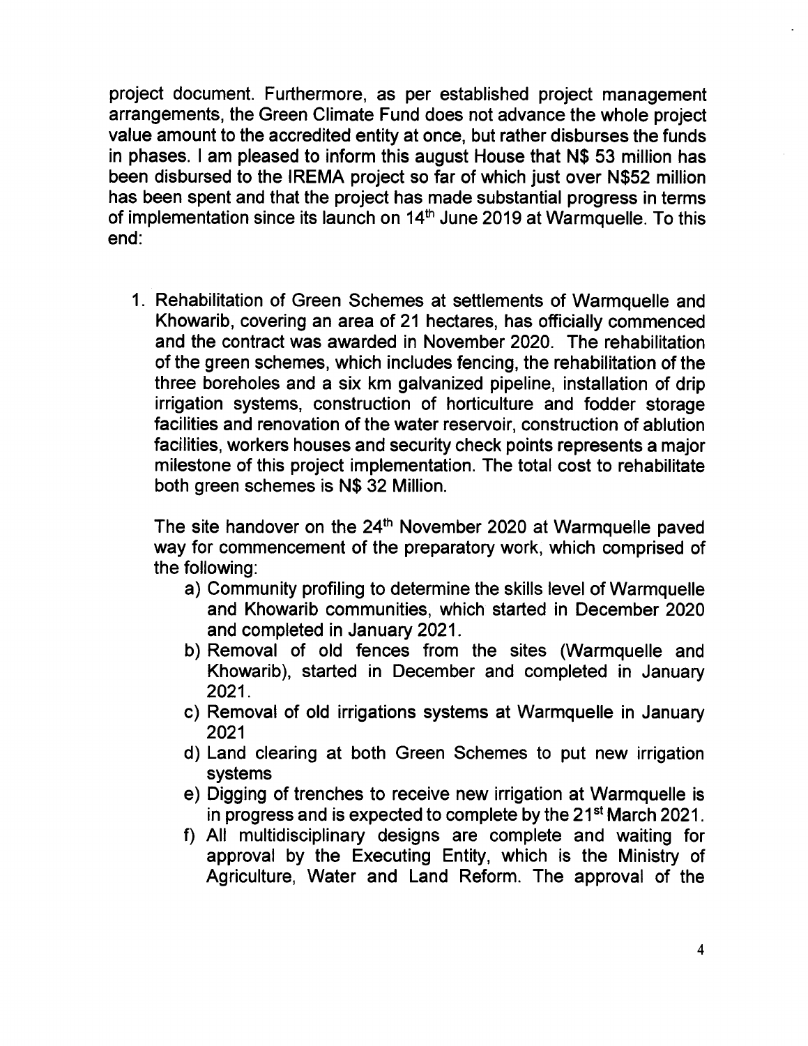project document. Furthermore, as per established project management arrangements, the Green Climate Fund does not advance the whole project value amount to the accredited entity at once, but rather disburses the funds in phases. I am pleased to inform this august House that N$ 53 million has been disbursed to the IREMA project so far of which just over N$52 million has been spent and that the project has made substantial progress in terms of implementation since its launch on 14th June 2019 at Warmquelle. To this end:

1. Rehabilitation of Green Schemes at settlements of Warmquelle and Khowarib, covering an area of 21 hectares, has officially commenced and the contract was awarded in November 2020. The rehabilitation of the green schemes, which includes fencing, the rehabilitation of the three boreholes and a six km galvanized pipeline, installation of drip irrigation systems, construction of horticulture and fodder storage facilities and renovation of the water reservoir, construction of ablution facilities, workers houses and security check points represents a major milestone of this project implementation. The total cost to rehabilitate both green schemes is N$ 32 Million.

   The site handover on the 24th November 2020 at Warmquelle paved way for commencement of the preparatory work, which comprised of the following:

   a) Community profiling to determine the skills level of Warmquelle and Khowarib communities, which started in December 2020 and completed in January 2021.
   b) Removal of old fences from the sites (Warmquelle and Khowarib), started in December and completed in January 2021.
   c) Removal of old irrigations systems at Warmquelle in January 2021
   d) Land clearing at both Green Schemes to put new irrigation systems
   e) Digging of trenches to receive new irrigation at Warmquelle is in progress and is expected to complete by the 21st March 2021.
   f) All multidisciplinary designs are complete and waiting for approval by the Executing Entity, which is the Ministry of Agriculture, Water and Land Reform. The approval of the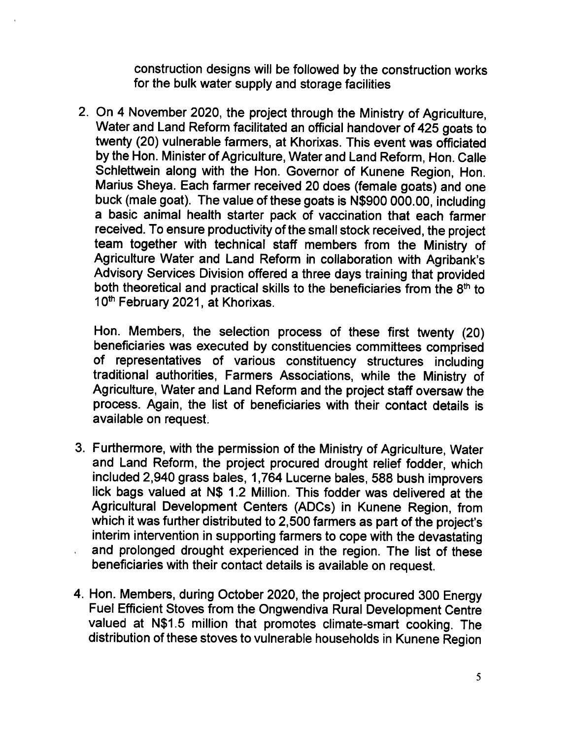construction designs will be followed by the construction works for the bulk water supply and storage facilities

2. On 4 November 2020, the project through the Ministry of Agriculture, Water and Land Reform facilitated an official handover of 425 goats to twenty (20) vulnerable farmers, at Khorixas. This event was officiated by the Hon. Minister of Agriculture, Water and Land Reform, Hon. Calle Schlettwein along with the Hon. Governor of Kunene Region, Hon. Marius Sheya. Each farmer received 20 does (female goats) and one buck (male goat). The value of these goats is N$900 000.00, including a basic animal health starter pack of vaccination that each farmer received. To ensure productivity of the small stock received, the project team together with technical staff members from the Ministry of Agriculture Water and Land Reform in collaboration with Agribank's Advisory Services Division offered a three days training that provided both theoretical and practical skills to the beneficiaries from the 8th to 10th February 2021, at Khorixas.

   Hon. Members, the selection process of these first twenty (20) beneficiaries was executed by constituencies committees comprised of representatives of various constituency structures including traditional authorities, Farmers Associations, while the Ministry of Agriculture, Water and Land Reform and the project staff oversaw the process. Again, the list of beneficiaries with their contact details is available on request.

3. Furthermore, with the permission of the Ministry of Agriculture, Water and Land Reform, the project procured drought relief fodder, which included 2,940 grass bales, 1,764 Lucerne bales, 588 bush improvers lick bags valued at N$ 1.2 Million. This fodder was delivered at the Agricultural Development Centers (ADCs) in Kunene Region, from which it was further distributed to 2,500 farmers as part of the project's interim intervention in supporting farmers to cope with the devastating and prolonged drought experienced in the region. The list of these beneficiaries with their contact details is available on request.

4. Hon. Members, during October 2020, the project procured 300 Energy Fuel Efficient Stoves from the Ongwendiva Rural Development Centre valued at N$1.5 million that promotes climate-smart cooking. The distribution of these stoves to vulnerable households in Kunene Region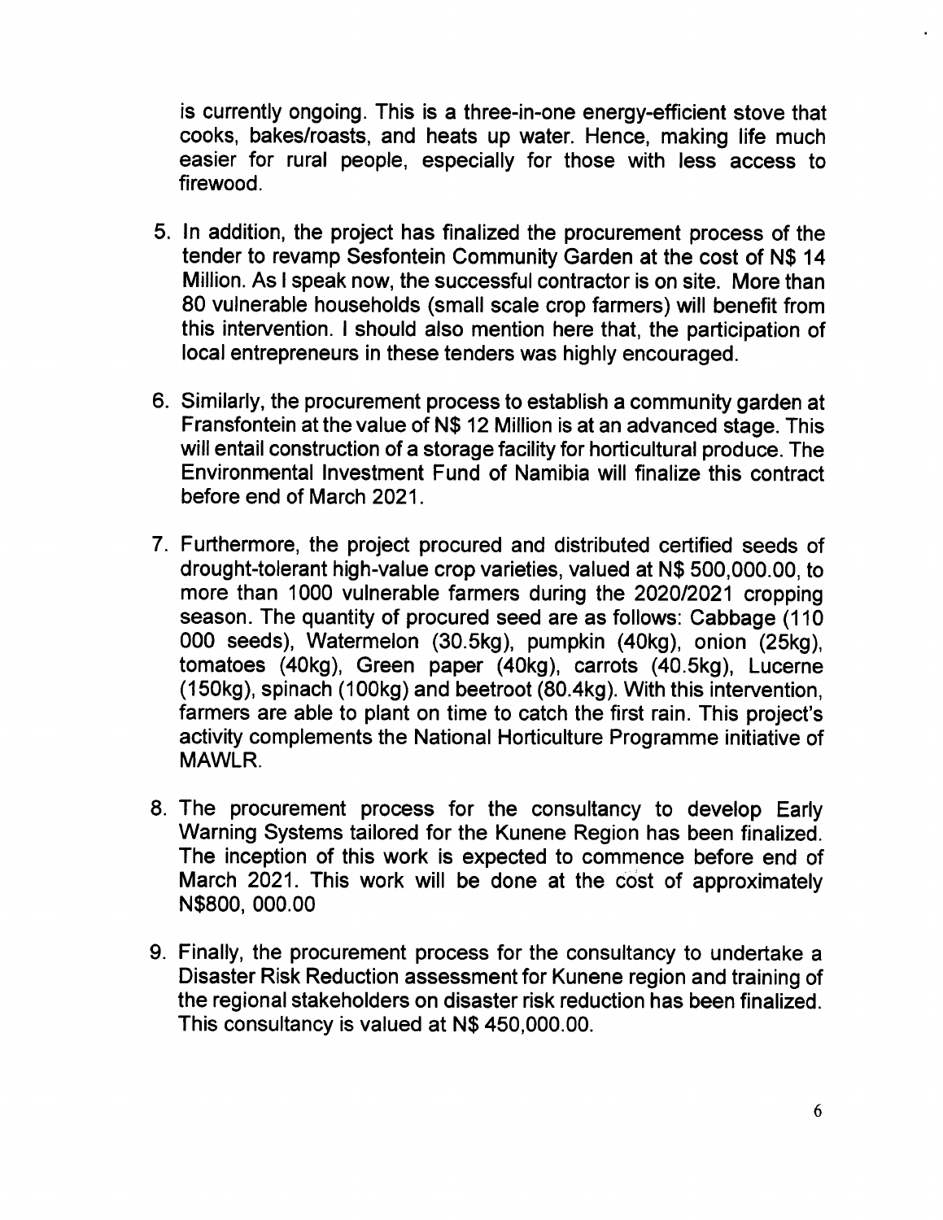is currently ongoing. This is a three-in-one energy-efficient stove that cooks, bakes/roasts, and heats up water. Hence, making life much easier for rural people, especially for those with less access to firewood.

5. In addition, the project has finalized the procurement process of the tender to revamp Sesfontein Community Garden at the cost of N$ 14 Million. As I speak now, the successful contractor is on site. More than 80 vulnerable households (small scale crop farmers) will benefit from this intervention. I should also mention here that, the participation of local entrepreneurs in these tenders was highly encouraged.

6. Similarly, the procurement process to establish a community garden at Fransfontein at the value of N$ 12 Million is at an advanced stage. This will entail construction of a storage facility for horticultural produce. The Environmental Investment Fund of Namibia will finalize this contract before end of March 2021.

7. Furthermore, the project procured and distributed certified seeds of drought-tolerant high-value crop varieties, valued at N$ 500,000.00, to more than 1000 vulnerable farmers during the 2020/2021 cropping season. The quantity of procured seed are as follows: Cabbage (110 000 seeds), Watermelon (30.5kg), pumpkin (40kg), onion (25kg), tomatoes (40kg), Green paper (40kg), carrots (40.5kg), Lucerne (150kg), spinach (100kg) and beetroot (80.4kg). With this intervention, farmers are able to plant on time to catch the first rain. This project's activity complements the National Horticulture Programme initiative of MAWLR.

8. The procurement process for the consultancy to develop Early Warning Systems tailored for the Kunene Region has been finalized. The inception of this work is expected to commence before end of March 2021. This work will be done at the cost of approximately N$800, 000.00

9. Finally, the procurement process for the consultancy to undertake a Disaster Risk Reduction assessment for Kunene region and training of the regional stakeholders on disaster risk reduction has been finalized. This consultancy is valued at N$ 450,000.00.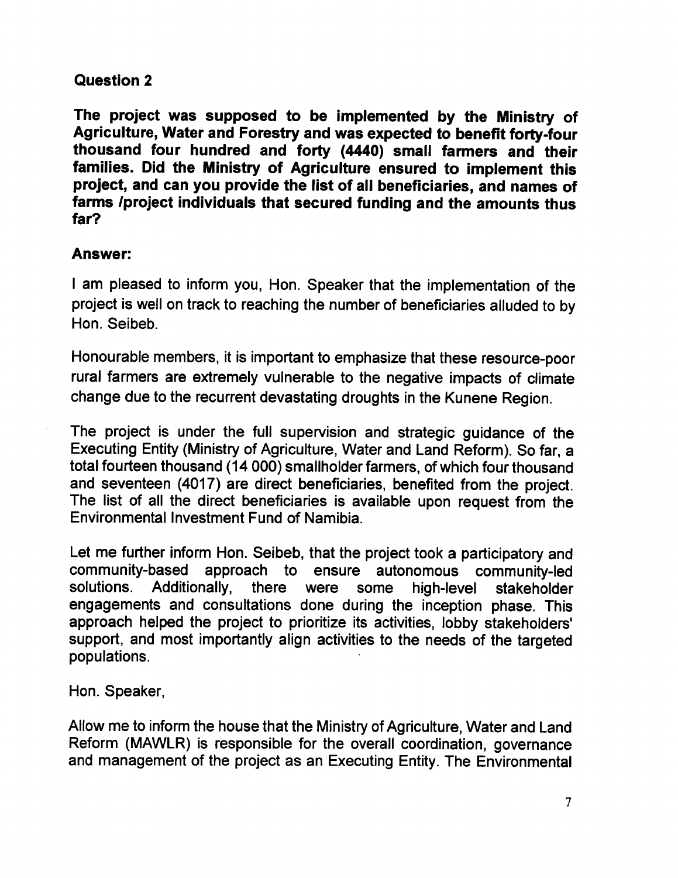## Question 2

**The project was supposed to be implemented by the Ministry of Agriculture, Water and Forestry and was expected to benefit forty-four thousand four hundred and forty (4440) small farmers and their families. Did the Ministry of Agriculture ensured to implement this project, and can you provide the list of all beneficiaries, and names of farms /project individuals that secured funding and the amounts thus far?**

## Answer:

I am pleased to inform you, Hon. Speaker that the implementation of the project is well on track to reaching the number of beneficiaries alluded to by Hon. Seibeb.

Honourable members, it is important to emphasize that these resource-poor rural farmers are extremely vulnerable to the negative impacts of climate change due to the recurrent devastating droughts in the Kunene Region.

The project is under the full supervision and strategic guidance of the Executing Entity (Ministry of Agriculture, Water and Land Reform). So far, a total fourteen thousand (14 000) smallholder farmers, of which four thousand and seventeen (4017) are direct beneficiaries, benefited from the project. The list of all the direct beneficiaries is available upon request from the Environmental Investment Fund of Namibia.

Let me further inform Hon. Seibeb, that the project took a participatory and community-based approach to ensure autonomous community-led solutions. Additionally, there were some high-level stakeholder engagements and consultations done during the inception phase. This approach helped the project to prioritize its activities, lobby stakeholders' support, and most importantly align activities to the needs of the targeted populations.

Hon. Speaker,

Allow me to inform the house that the Ministry of Agriculture, Water and Land Reform (MAWLR) is responsible for the overall coordination, governance and management of the project as an Executing Entity. The Environmental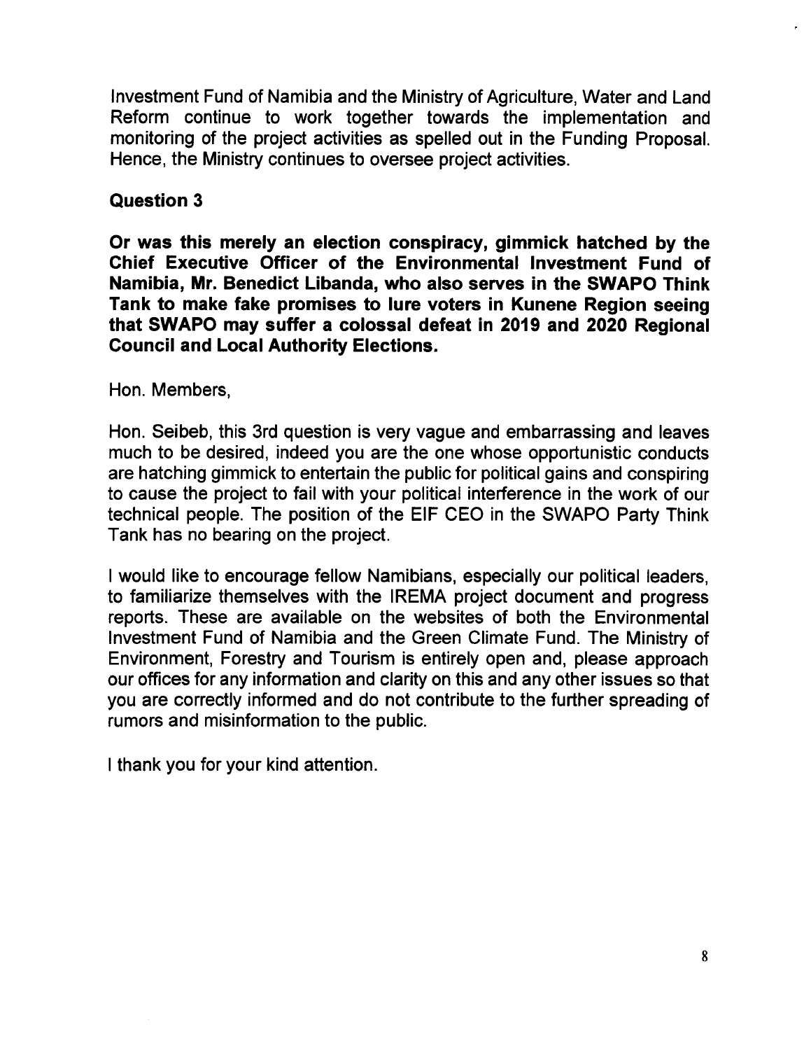Investment Fund of Namibia and the Ministry of Agriculture, Water and Land Reform continue to work together towards the implementation and monitoring of the project activities as spelled out in the Funding Proposal. Hence, the Ministry continues to oversee project activities.

### Question 3

**Or was this merely an election conspiracy, gimmick hatched by the Chief Executive Officer of the Environmental Investment Fund of Namibia, Mr. Benedict Libanda, who also serves in the SWAPO Think Tank to make fake promises to lure voters in Kunene Region seeing that SWAPO may suffer a colossal defeat in 2019 and 2020 Regional Council and Local Authority Elections.**

Hon. Members,

Hon. Seibeb, this 3rd question is very vague and embarrassing and leaves much to be desired, indeed you are the one whose opportunistic conducts are hatching gimmick to entertain the public for political gains and conspiring to cause the project to fail with your political interference in the work of our technical people. The position of the EIF CEO in the SWAPO Party Think Tank has no bearing on the project.

I would like to encourage fellow Namibians, especially our political leaders, to familiarize themselves with the IREMA project document and progress reports. These are available on the websites of both the Environmental Investment Fund of Namibia and the Green Climate Fund. The Ministry of Environment, Forestry and Tourism is entirely open and, please approach our offices for any information and clarity on this and any other issues so that you are correctly informed and do not contribute to the further spreading of rumors and misinformation to the public.

I thank you for your kind attention.